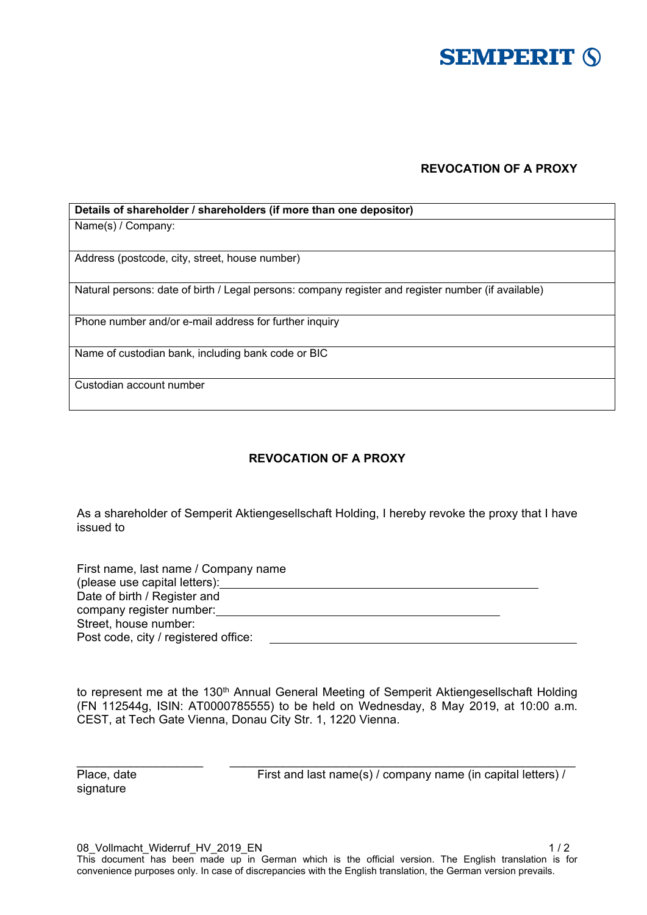SEMPERIT

**REVOCATION OF A PROXY**

| **Details of shareholder / shareholders (if more than one depositor)** |
|---|
| Name(s) / Company: |
| Address (postcode, city, street, house number) |
| Natural persons: date of birth / Legal persons: company register and register number (if available) |
| Phone number and/or e-mail address for further inquiry |
| Name of custodian bank, including bank code or BIC |
| Custodian account number |

## REVOCATION OF A PROXY

As a shareholder of Semperit Aktiengesellschaft Holding, I hereby revoke the proxy that I have issued to

First name, last name / Company name
(please use capital letters):\_\_\_\_\_\_\_\_\_\_\_\_\_\_\_\_\_\_\_\_\_\_\_\_\_\_\_\_\_\_\_\_\_\_\_\_\_\_\_\_\_\_\_\_\_\_\_\_
Date of birth / Register and
company register number:\_\_\_\_\_\_\_\_\_\_\_\_\_\_\_\_\_\_\_\_\_\_\_\_\_\_\_\_\_\_\_\_\_\_\_\_\_\_\_\_\_\_\_\_
Street, house number:
Post code, city / registered office: \_\_\_\_\_\_\_\_\_\_\_\_\_\_\_\_\_\_\_\_\_\_\_\_\_\_\_\_\_\_\_\_\_\_\_\_\_\_\_\_\_\_\_\_\_\_

to represent me at the 130th Annual General Meeting of Semperit Aktiengesellschaft Holding (FN 112544g, ISIN: AT0000785555) to be held on Wednesday, 8 May 2019, at 10:00 a.m. CEST, at Tech Gate Vienna, Donau City Str. 1, 1220 Vienna.

\_\_\_\_\_\_\_\_\_\_\_\_\_\_\_\_\_\_\_\_ \_\_\_\_\_\_\_\_\_\_\_\_\_\_\_\_\_\_\_\_\_\_\_\_\_\_\_\_\_\_\_\_\_\_\_\_\_\_\_\_\_\_\_\_\_\_\_\_\_\_\_\_
Place, date First and last name(s) / company name (in capital letters) / signature

08_Vollmacht_Widerruf_HV_2019_EN

This document has been made up in German which is the official version. The English translation is for convenience purposes only. In case of discrepancies with the English translation, the German version prevails.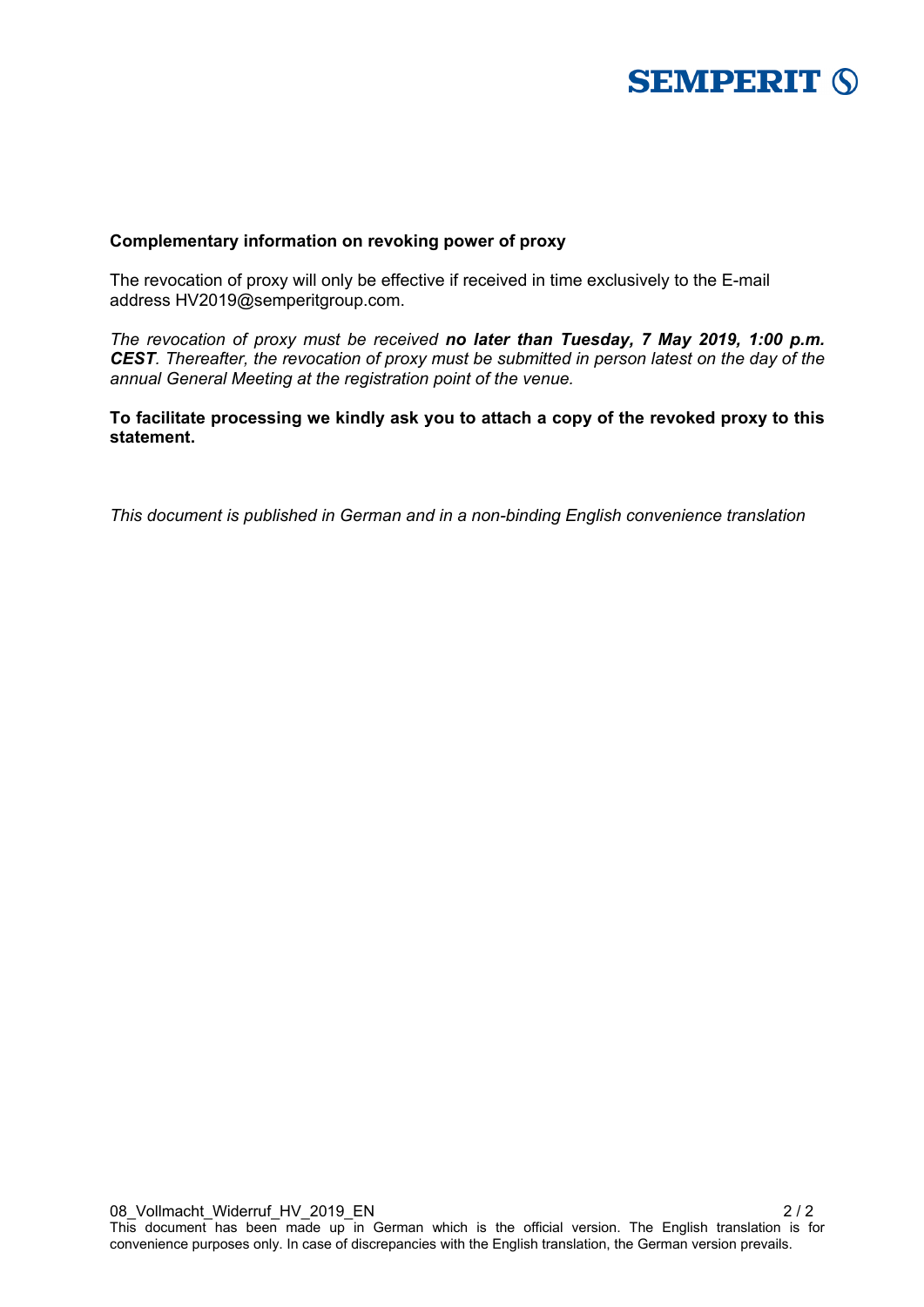**Complementary information on revoking power of proxy**

The revocation of proxy will only be effective if received in time exclusively to the E-mail address HV2019@semperitgroup.com.

*The revocation of proxy must be received* ***no later than Tuesday, 7 May 2019, 1:00 p.m. CEST****. Thereafter, the revocation of proxy must be submitted in person latest on the day of the annual General Meeting at the registration point of the venue.*

**To facilitate processing we kindly ask you to attach a copy of the revoked proxy to this statement.**

*This document is published in German and in a non-binding English convenience translation*